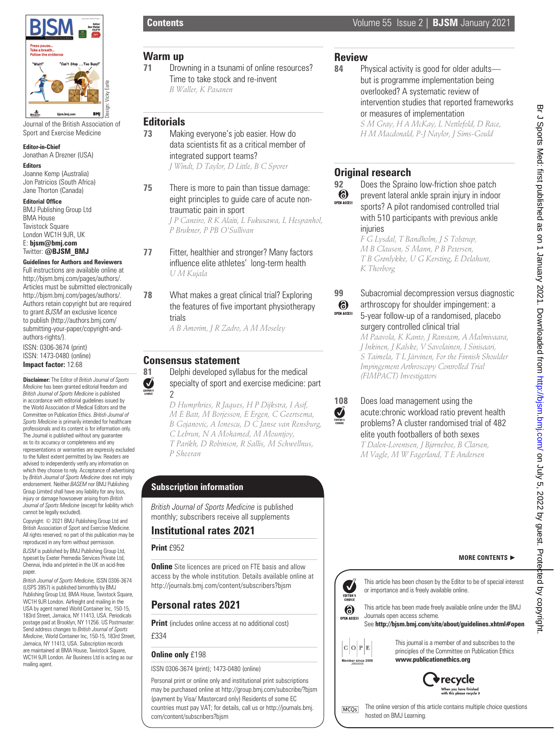Journal of the British Association of Sport and Exercise Medicine

**Editor-in-Chief**
Jonathan A Drezner (USA)

**Editors**
Joanne Kemp (Australia)
Jon Patricios (South Africa)
Jane Thorton (Canada)

**Editorial Office**
BMJ Publishing Group Ltd
BMA House
Tavistock Square
London WC1H 9JR, UK
E: **bjsm@bmj.com**
Twitter: **@BJSM_BMJ**

**Guidelines for Authors and Reviewers**
Full instructions are available online at http://bjsm.bmj.com/pages/authors/. Articles must be submitted electronically http://bjsm.bmj.com/pages/authors/. Authors retain copyright but are required to grant *BJSM* an exclusive licence to publish (http://authors.bmj.com/submitting-your-paper/copyright-and-authors-rights/).

ISSN: 0306-3674 (print)
ISSN: 1473-0480 (online)
**Impact factor:** 12.68

**Disclaimer:** The Editor of *British Journal of Sports Medicine* has been granted editorial freedom and *British Journal of Sports Medicine* is published in accordance with editorial guidelines issued by the World Association of Medical Editors and the Committee on Publication Ethics. *British Journal of Sports Medicine* is primarily intended for healthcare professionals and its content is for information only. The Journal is published without any guarantee as to its accuracy or completeness and any representations or warranties are expressly excluded to the fullest extent permitted by law. Readers are advised to independently verify any information on which they choose to rely. Acceptance of advertising by *British Journal of Sports Medicine* does not imply endorsement. Neither *BASEM* nor BMJ Publishing Group Limited shall have any liability for any loss, injury or damage howsoever arising from *British Journal of Sports Medicine* (except for liability which cannot be legally excluded).

Copyright: © 2021 BMJ Publishing Group Ltd and British Association of Sport and Exercise Medicine. All rights reserved; no part of this publication may be reproduced in any form without permission.

*BJSM* is published by BMJ Publishing Group Ltd, typeset by Exeter Premedia Services Private Ltd, Chennai, India and printed in the UK on acid-free paper.

*British Journal of Sports Medicine*, ISSN 0306-3674 (USPS 3957) is published bimonthly by BMJ Publishing Group Ltd, BMA House, Tavistock Square, WC1H 9JR London. Airfreight and mailing in the USA by agent named World Container Inc, 150-15, 183rd Street, Jamaica, NY 11413, USA. Periodicals postage paid at Brooklyn, NY 11256. US Postmaster: Send address changes to *British Journal of Sports Medicine*, World Container Inc, 150-15, 183rd Street, Jamaica, NY 11413, USA. Subscription records are maintained at BMA House, Tavistock Square, WC1H 9JR London. Air Business Ltd is acting as our mailing agent.

# Contents

## Warm up

**71** Drowning in a tsunami of online resources? Time to take stock and re-invent
*B Waller, K Pasanen*

## Editorials

**73** Making everyone's job easier. How do data scientists fit as a critical member of integrated support teams?
*J Windt, D Taylor, D Little, B C Sporer*

**75** There is more to pain than tissue damage: eight principles to guide care of acute non-traumatic pain in sport
*J P Caneiro, R K Alaiti, L Fukusawa, L Hespanhol, P Brukner, P PB O'Sullivan*

**77** Fitter, healthier and stronger? Many factors influence elite athletes' long-term health
*U M Kujala*

**78** What makes a great clinical trial? Exploring the features of five important physiotherapy trials
*A B Amorim, J R Zadro, A M Moseley*

## Consensus statement

**81** (Editor's choice) Delphi developed syllabus for the medical specialty of sport and exercise medicine: part 2
*D Humphries, R Jaques, H P Dijkstra, I Asif, M E Batt, M Borjesson, E Ergen, C Geertsema, B Gojanovic, A Ionescu, D C Janse van Rensburg, C Lebrun, N A Mohamed, M Mountjoy, T Parikh, D Robinson, R Sallis, M Schwellnus, P Sheeran*

## Review

**84** Physical activity is good for older adults—but is programme implementation being overlooked? A systematic review of intervention studies that reported frameworks or measures of implementation
*S M Gray, H A McKay, L Nettlefold, D Race, H M Macdonald, P-J Naylor, J Sims-Gould*

## Original research

**92** (Open access) Does the Spraino low-friction shoe patch prevent lateral ankle sprain injury in indoor sports? A pilot randomised controlled trial with 510 participants with previous ankle injuries
*F G Lysdal, T Bandholm, J S Tolstrup, M B Clausen, S Mann, P B Petersen, T B Grønlykke, U G Kersting, E Delahunt, K Thorborg*

**99** (Open access) Subacromial decompression versus diagnostic arthroscopy for shoulder impingement: a 5-year follow-up of a randomised, placebo surgery controlled clinical trial
*M Paavola, K Kanto, J Ranstam, A Malmivaara, J Inkinen, J Kalske, V Savolainen, I Sinisaari, S Taimela, T L Järvinen, For the Finnish Shoulder Impingement Arthroscopy Controlled Trial (FIMPACT) Investigators*

**108** (Editor's choice) Does load management using the acute:chronic workload ratio prevent health problems? A cluster randomised trial of 482 elite youth footballers of both sexes
*T Dalen-Lorentsen, J Bjørneboe, B Clarsen, M Vagle, M W Fagerland, T E Andersen*

**MORE CONTENTS ►**

## Subscription information

*British Journal of Sports Medicine* is published monthly; subscribers receive all supplements

### Institutional rates 2021

**Print** £952

**Online** Site licences are priced on FTE basis and allow access by the whole institution. Details available online at http://journals.bmj.com/content/subscribers?bjsm

### Personal rates 2021

**Print** (includes online access at no additional cost)
£334

**Online only** £198

ISSN 0306-3674 (print); 1473-0480 (online)

Personal print or online only and institutional print subscriptions may be purchased online at http://group.bmj.com/subscribe/?bjsm (payment by Visa/ Mastercard only) Residents of some EC countries must pay VAT; for details, call us or http://journals.bmj.com/content/subscribers?bjsm

Editor's choice: This article has been chosen by the Editor to be of special interest or importance and is freely available online.

Open access: This article has been made freely available online under the BMJ Journals open access scheme.
See **http://bjsm.bmj.com/site/about/guidelines.xhtml#open**

This journal is a member of and subscribes to the principles of the Committee on Publication Ethics
**www.publicationethics.org**

MCQs: The online version of this article contains multiple choice questions hosted on BMJ Learning.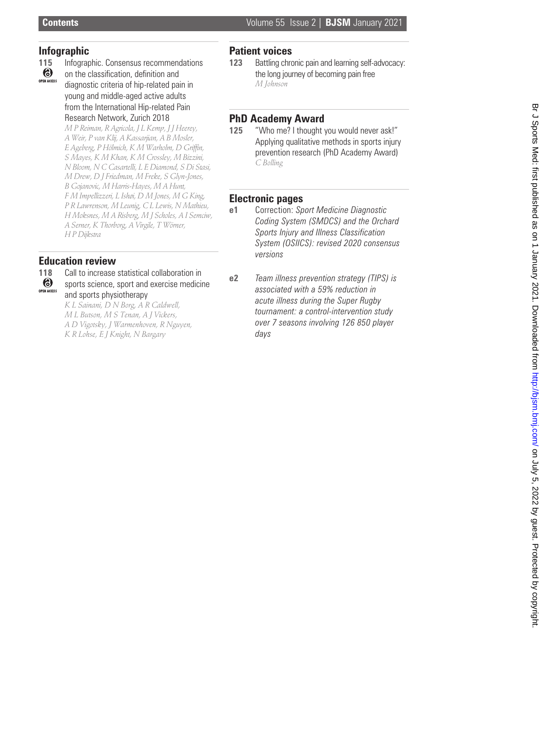## Infographic

**115** Infographic. Consensus recommendations on the classification, definition and diagnostic criteria of hip-related pain in young and middle-aged active adults from the International Hip-related Pain Research Network, Zurich 2018
*M P Reiman, R Agricola, J L Kemp, J J Heerey, A Weir, P van Klij, A Kassarjian, A B Mosler, E Ageberg, P Hölmich, K M Warholm, D Griffin, S Mayes, K M Khan, K M Crossley, M Bizzini, N Bloom, N C Casartelli, L E Diamond, S Di Stasi, M Drew, D J Friedman, M Freke, S Glyn-Jones, B Gojanovic, M Harris-Hayes, M A Hunt, F M Impellizzeri, L Ishøi, D M Jones, M G King, P R Lawrenson, M Leunig, C L Lewis, N Mathieu, H Moksnes, M A Risberg, M J Scholes, A I Semciw, A Serner, K Thorborg, A Virgile, T Wörner, H P Dijkstra*

## Education review

**118** Call to increase statistical collaboration in sports science, sport and exercise medicine and sports physiotherapy
*K L Sainani, D N Borg, A R Caldwell, M L Butson, M S Tenan, A J Vickers, A D Vigotsky, J Warmenhoven, R Nguyen, K R Lohse, E J Knight, N Bargary*

## Patient voices

**123** Battling chronic pain and learning self-advocacy: the long journey of becoming pain free
*M Johnson*

## PhD Academy Award

**125** "Who me? I thought you would never ask!" Applying qualitative methods in sports injury prevention research (PhD Academy Award)
*C Bolling*

## Electronic pages

**e1** Correction: *Sport Medicine Diagnostic Coding System (SMDCS) and the Orchard Sports Injury and Illness Classification System (OSIICS): revised 2020 consensus versions*

**e2** *Team illness prevention strategy (TIPS) is associated with a 59% reduction in acute illness during the Super Rugby tournament: a control-intervention study over 7 seasons involving 126 850 player days*